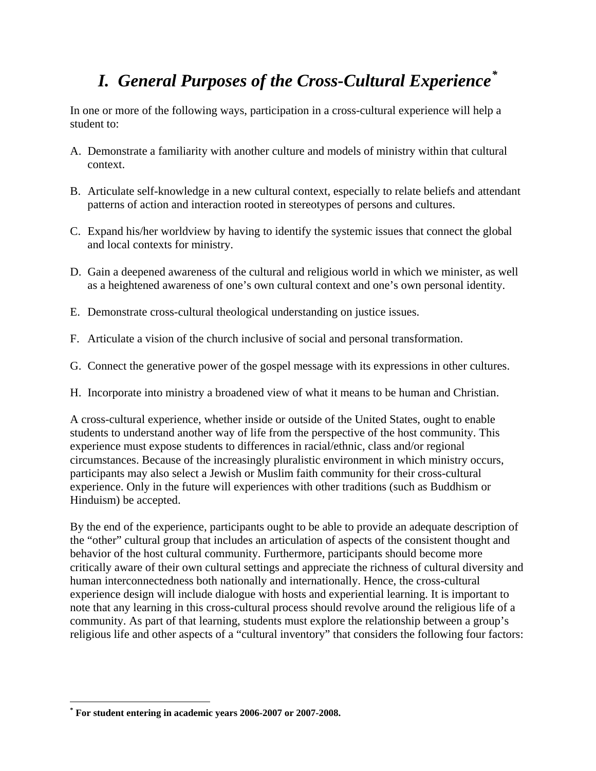# *I. General Purposes of the Cross-Cultural Experience*[*]

In one or more of the following ways, participation in a cross-cultural experience will help a student to:

A. Demonstrate a familiarity with another culture and models of ministry within that cultural context.

B. Articulate self-knowledge in a new cultural context, especially to relate beliefs and attendant patterns of action and interaction rooted in stereotypes of persons and cultures.

C. Expand his/her worldview by having to identify the systemic issues that connect the global and local contexts for ministry.

D. Gain a deepened awareness of the cultural and religious world in which we minister, as well as a heightened awareness of one's own cultural context and one's own personal identity.

E. Demonstrate cross-cultural theological understanding on justice issues.

F. Articulate a vision of the church inclusive of social and personal transformation.

G. Connect the generative power of the gospel message with its expressions in other cultures.

H. Incorporate into ministry a broadened view of what it means to be human and Christian.

A cross-cultural experience, whether inside or outside of the United States, ought to enable students to understand another way of life from the perspective of the host community. This experience must expose students to differences in racial/ethnic, class and/or regional circumstances. Because of the increasingly pluralistic environment in which ministry occurs, participants may also select a Jewish or Muslim faith community for their cross-cultural experience. Only in the future will experiences with other traditions (such as Buddhism or Hinduism) be accepted.

By the end of the experience, participants ought to be able to provide an adequate description of the "other" cultural group that includes an articulation of aspects of the consistent thought and behavior of the host cultural community. Furthermore, participants should become more critically aware of their own cultural settings and appreciate the richness of cultural diversity and human interconnectedness both nationally and internationally. Hence, the cross-cultural experience design will include dialogue with hosts and experiential learning. It is important to note that any learning in this cross-cultural process should revolve around the religious life of a community. As part of that learning, students must explore the relationship between a group's religious life and other aspects of a "cultural inventory" that considers the following four factors:

---

[*] **For student entering in academic years 2006-2007 or 2007-2008.**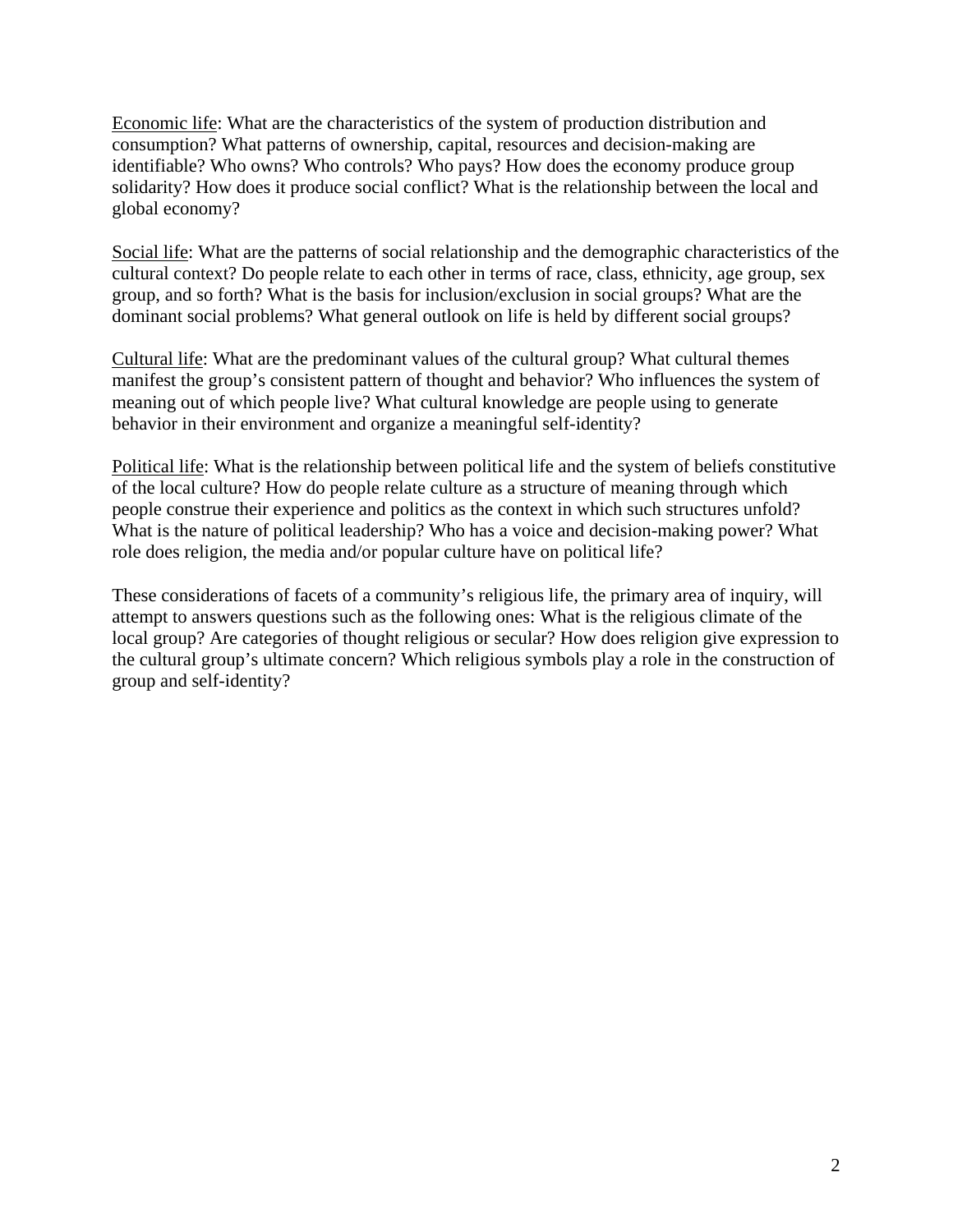<u>Economic life</u>: What are the characteristics of the system of production distribution and consumption? What patterns of ownership, capital, resources and decision-making are identifiable? Who owns? Who controls? Who pays? How does the economy produce group solidarity? How does it produce social conflict? What is the relationship between the local and global economy?

<u>Social life</u>: What are the patterns of social relationship and the demographic characteristics of the cultural context? Do people relate to each other in terms of race, class, ethnicity, age group, sex group, and so forth? What is the basis for inclusion/exclusion in social groups? What are the dominant social problems? What general outlook on life is held by different social groups?

<u>Cultural life</u>: What are the predominant values of the cultural group? What cultural themes manifest the group's consistent pattern of thought and behavior? Who influences the system of meaning out of which people live? What cultural knowledge are people using to generate behavior in their environment and organize a meaningful self-identity?

<u>Political life</u>: What is the relationship between political life and the system of beliefs constitutive of the local culture? How do people relate culture as a structure of meaning through which people construe their experience and politics as the context in which such structures unfold? What is the nature of political leadership? Who has a voice and decision-making power? What role does religion, the media and/or popular culture have on political life?

These considerations of facets of a community's religious life, the primary area of inquiry, will attempt to answers questions such as the following ones: What is the religious climate of the local group? Are categories of thought religious or secular? How does religion give expression to the cultural group's ultimate concern? Which religious symbols play a role in the construction of group and self-identity?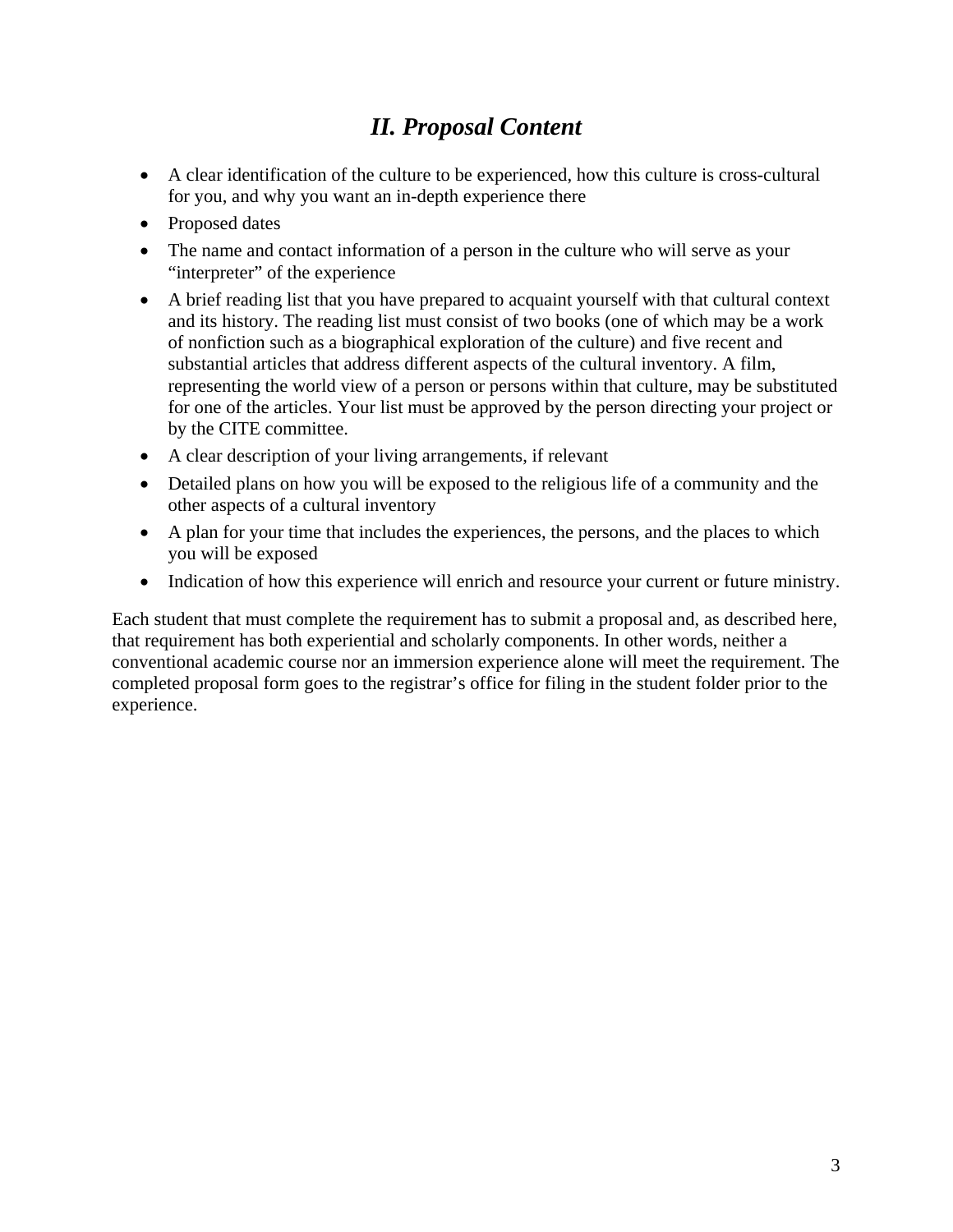## *II. Proposal Content*

- A clear identification of the culture to be experienced, how this culture is cross-cultural for you, and why you want an in-depth experience there
- Proposed dates
- The name and contact information of a person in the culture who will serve as your "interpreter" of the experience
- A brief reading list that you have prepared to acquaint yourself with that cultural context and its history. The reading list must consist of two books (one of which may be a work of nonfiction such as a biographical exploration of the culture) and five recent and substantial articles that address different aspects of the cultural inventory. A film, representing the world view of a person or persons within that culture, may be substituted for one of the articles. Your list must be approved by the person directing your project or by the CITE committee.
- A clear description of your living arrangements, if relevant
- Detailed plans on how you will be exposed to the religious life of a community and the other aspects of a cultural inventory
- A plan for your time that includes the experiences, the persons, and the places to which you will be exposed
- Indication of how this experience will enrich and resource your current or future ministry.

Each student that must complete the requirement has to submit a proposal and, as described here, that requirement has both experiential and scholarly components. In other words, neither a conventional academic course nor an immersion experience alone will meet the requirement. The completed proposal form goes to the registrar's office for filing in the student folder prior to the experience.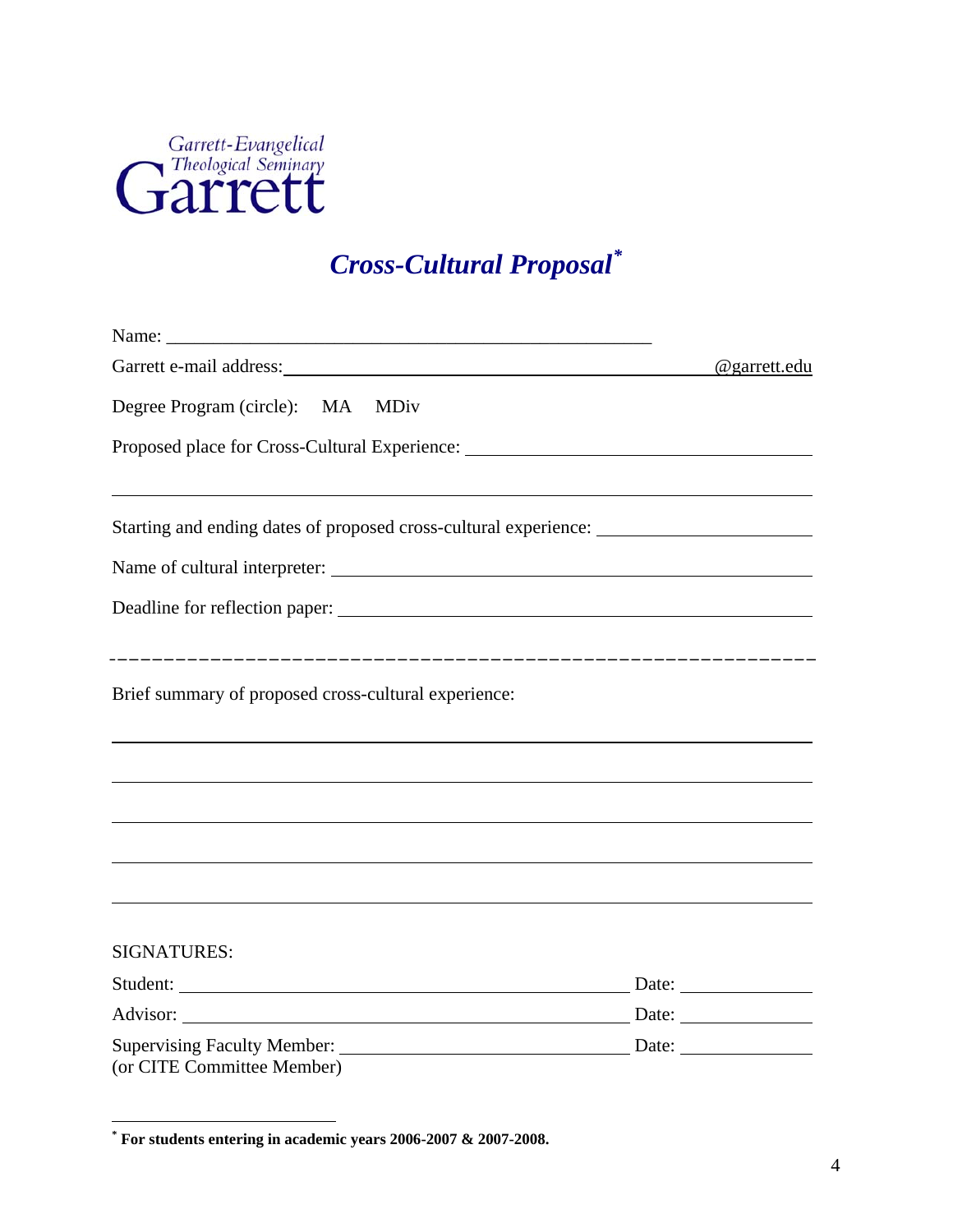Garrett-Evangelical Theological Seminary
Garrett

# *Cross-Cultural Proposal*[*]

Name: ______________________________________________

Garrett e-mail address: ________________________________________@garrett.edu

Degree Program (circle): MA MDiv

Proposed place for Cross-Cultural Experience: ______________________________

______________________________________________________________________

Starting and ending dates of proposed cross-cultural experience: ________________

Name of cultural interpreter: _____________________________________________

Deadline for reflection paper: ____________________________________________

---

Brief summary of proposed cross-cultural experience:

______________________________________________________________________

______________________________________________________________________

______________________________________________________________________

______________________________________________________________________

______________________________________________________________________

SIGNATURES:

Student: ____________________________________________ Date: ____________

Advisor: ____________________________________________ Date: ____________

Supervising Faculty Member: ___________________________ Date: ____________
(or CITE Committee Member)

---

[*] **For students entering in academic years 2006-2007 & 2007-2008.**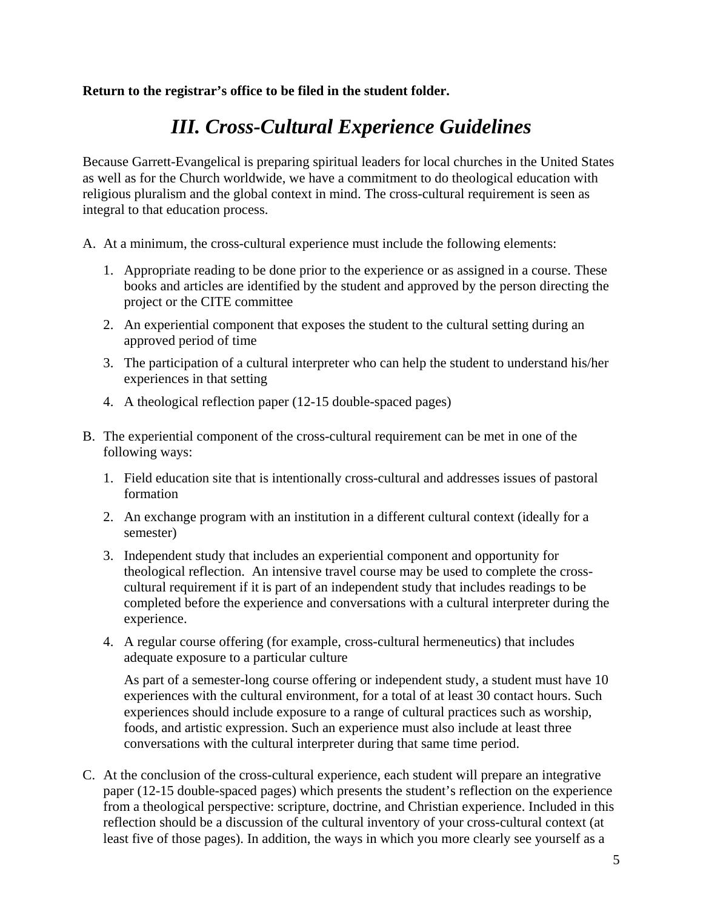**Return to the registrar's office to be filed in the student folder.**

# *III. Cross-Cultural Experience Guidelines*

Because Garrett-Evangelical is preparing spiritual leaders for local churches in the United States as well as for the Church worldwide, we have a commitment to do theological education with religious pluralism and the global context in mind. The cross-cultural requirement is seen as integral to that education process.

A. At a minimum, the cross-cultural experience must include the following elements:

   1. Appropriate reading to be done prior to the experience or as assigned in a course. These books and articles are identified by the student and approved by the person directing the project or the CITE committee
   2. An experiential component that exposes the student to the cultural setting during an approved period of time
   3. The participation of a cultural interpreter who can help the student to understand his/her experiences in that setting
   4. A theological reflection paper (12-15 double-spaced pages)

B. The experiential component of the cross-cultural requirement can be met in one of the following ways:

   1. Field education site that is intentionally cross-cultural and addresses issues of pastoral formation
   2. An exchange program with an institution in a different cultural context (ideally for a semester)
   3. Independent study that includes an experiential component and opportunity for theological reflection. An intensive travel course may be used to complete the cross-cultural requirement if it is part of an independent study that includes readings to be completed before the experience and conversations with a cultural interpreter during the experience.
   4. A regular course offering (for example, cross-cultural hermeneutics) that includes adequate exposure to a particular culture

      As part of a semester-long course offering or independent study, a student must have 10 experiences with the cultural environment, for a total of at least 30 contact hours. Such experiences should include exposure to a range of cultural practices such as worship, foods, and artistic expression. Such an experience must also include at least three conversations with the cultural interpreter during that same time period.

C. At the conclusion of the cross-cultural experience, each student will prepare an integrative paper (12-15 double-spaced pages) which presents the student's reflection on the experience from a theological perspective: scripture, doctrine, and Christian experience. Included in this reflection should be a discussion of the cultural inventory of your cross-cultural context (at least five of those pages). In addition, the ways in which you more clearly see yourself as a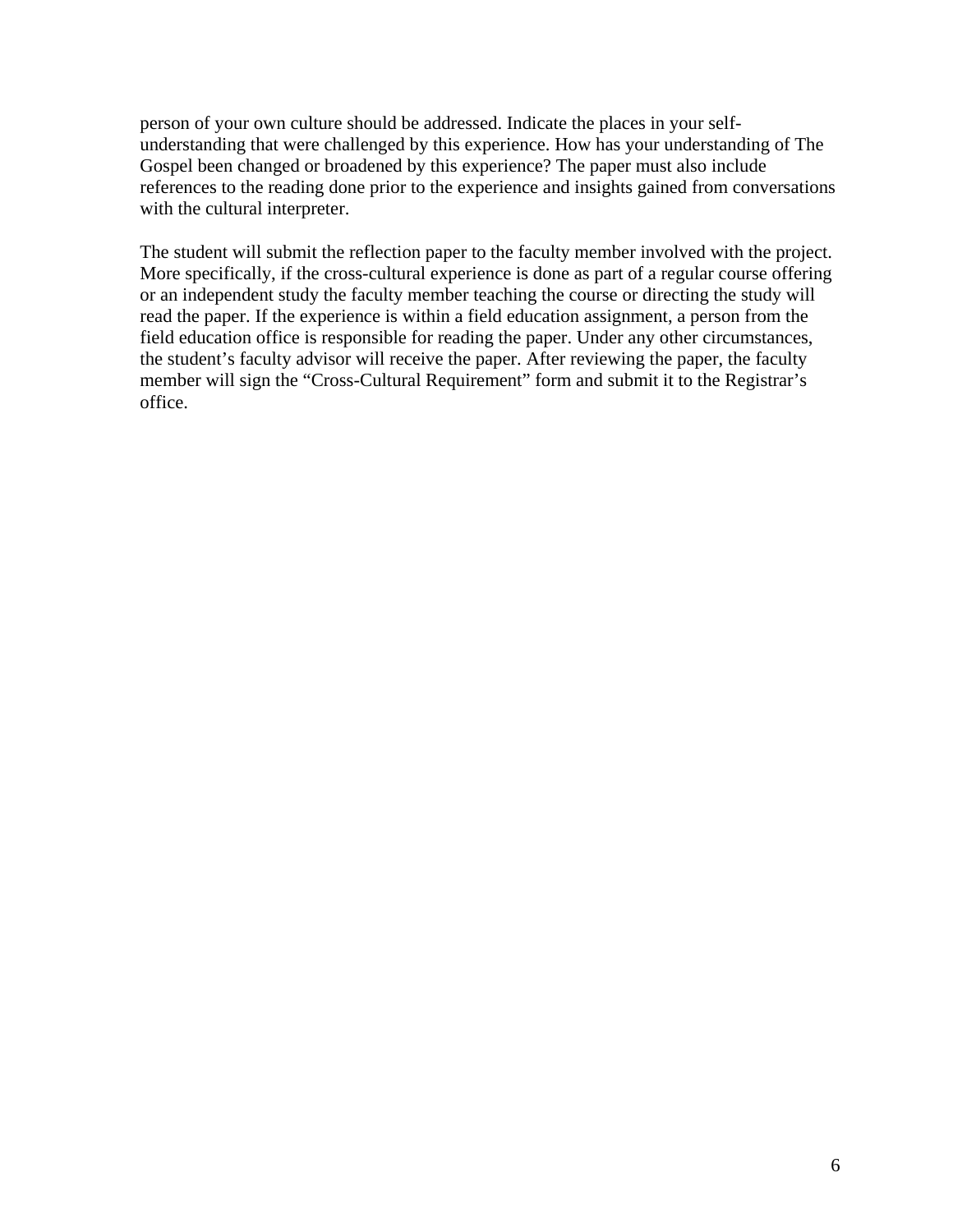person of your own culture should be addressed. Indicate the places in your self-understanding that were challenged by this experience. How has your understanding of The Gospel been changed or broadened by this experience? The paper must also include references to the reading done prior to the experience and insights gained from conversations with the cultural interpreter.

The student will submit the reflection paper to the faculty member involved with the project. More specifically, if the cross-cultural experience is done as part of a regular course offering or an independent study the faculty member teaching the course or directing the study will read the paper. If the experience is within a field education assignment, a person from the field education office is responsible for reading the paper. Under any other circumstances, the student's faculty advisor will receive the paper. After reviewing the paper, the faculty member will sign the "Cross-Cultural Requirement" form and submit it to the Registrar's office.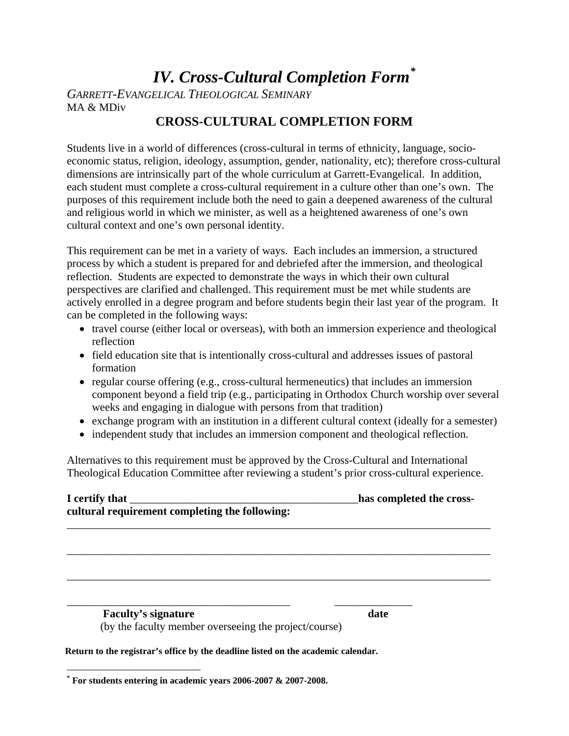# *IV. Cross-Cultural Completion Form*[*]

*GARRETT-EVANGELICAL THEOLOGICAL SEMINARY*
MA & MDiv

## CROSS-CULTURAL COMPLETION FORM

Students live in a world of differences (cross-cultural in terms of ethnicity, language, socio-economic status, religion, ideology, assumption, gender, nationality, etc); therefore cross-cultural dimensions are intrinsically part of the whole curriculum at Garrett-Evangelical. In addition, each student must complete a cross-cultural requirement in a culture other than one's own. The purposes of this requirement include both the need to gain a deepened awareness of the cultural and religious world in which we minister, as well as a heightened awareness of one's own cultural context and one's own personal identity.

This requirement can be met in a variety of ways. Each includes an immersion, a structured process by which a student is prepared for and debriefed after the immersion, and theological reflection. Students are expected to demonstrate the ways in which their own cultural perspectives are clarified and challenged. This requirement must be met while students are actively enrolled in a degree program and before students begin their last year of the program. It can be completed in the following ways:

- travel course (either local or overseas), with both an immersion experience and theological reflection
- field education site that is intentionally cross-cultural and addresses issues of pastoral formation
- regular course offering (e.g., cross-cultural hermeneutics) that includes an immersion component beyond a field trip (e.g., participating in Orthodox Church worship over several weeks and engaging in dialogue with persons from that tradition)
- exchange program with an institution in a different cultural context (ideally for a semester)
- independent study that includes an immersion component and theological reflection.

Alternatives to this requirement must be approved by the Cross-Cultural and International Theological Education Committee after reviewing a student's prior cross-cultural experience.

**I certify that \_\_\_\_\_\_\_\_\_\_\_\_\_\_\_\_\_\_\_\_\_\_\_\_\_\_\_\_\_\_\_\_\_\_\_\_\_\_\_\_\_has completed the cross-cultural requirement completing the following:**

\_\_\_\_\_\_\_\_\_\_\_\_\_\_\_\_\_\_\_\_\_\_\_\_\_\_\_\_\_\_\_\_\_\_\_\_\_\_\_\_\_\_\_\_\_\_\_\_\_\_\_\_\_\_\_\_\_\_\_\_\_\_\_\_\_\_\_\_\_\_\_\_\_\_\_\_

\_\_\_\_\_\_\_\_\_\_\_\_\_\_\_\_\_\_\_\_\_\_\_\_\_\_\_\_\_\_\_\_\_\_\_\_\_\_\_\_\_\_\_\_\_\_\_\_\_\_\_\_\_\_\_\_\_\_\_\_\_\_\_\_\_\_\_\_\_\_\_\_\_\_\_\_

\_\_\_\_\_\_\_\_\_\_\_\_\_\_\_\_\_\_\_\_\_\_\_\_\_\_\_\_\_\_\_\_\_\_\_\_\_\_\_\_\_\_\_\_\_\_\_\_\_\_\_\_\_\_\_\_\_\_\_\_\_\_\_\_\_\_\_\_\_\_\_\_\_\_\_\_

\_\_\_\_\_\_\_\_\_\_\_\_\_\_\_\_\_\_\_\_\_\_\_\_\_\_\_\_\_\_\_\_\_\_\_\_\_\_\_\_ \_\_\_\_\_\_\_\_\_\_\_\_\_\_

**Faculty's signature** **date**
(by the faculty member overseeing the project/course)

**Return to the registrar's office by the deadline listed on the academic calendar.**

---

[*] **For students entering in academic years 2006-2007 & 2007-2008.**